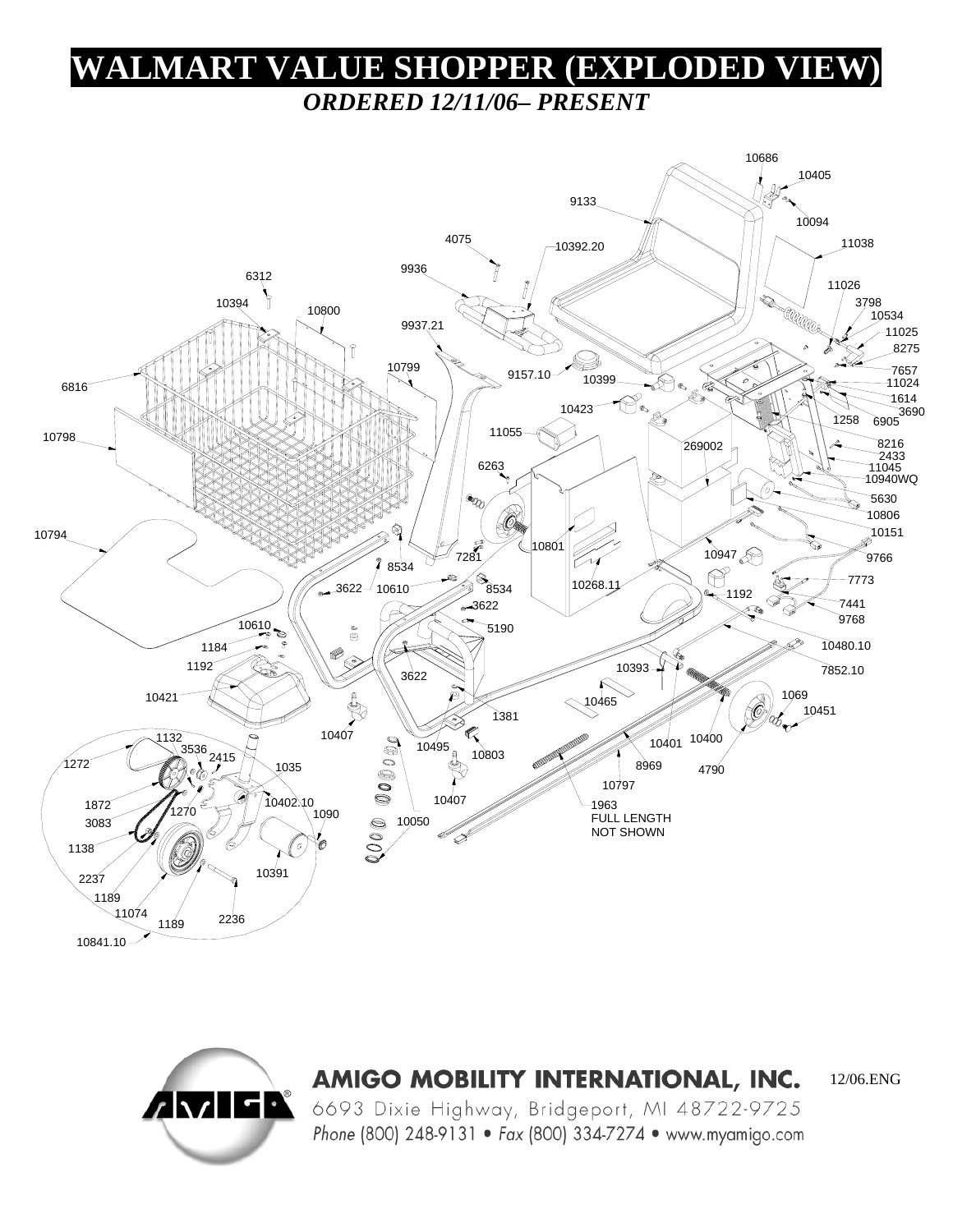# WALMART VALUE SHOPPER (EXPLODED VIEW)

***ORDERED 12/11/06– PRESENT***

10686
10405
9133
10094
4075
10392.20
11038
9936
6312
11026
10394
3798
10800
10534
9937.21
11025
8275
10799
7657
9157.10
10399
11024
6816
1614
10423
3690
1258
6905
11055
10798
8216
269002
2433
11045
6263
10940WQ
5630
10806
10794
10151
10801
7281
10947
9766
8534
7773
10268.11
3622
10610
8534
1192
7441
3622
9768
10610
5190
10480.10
1184
1192
10393
7852.10
3622
10465
1069
10421
10451
1381
10407
1132
10400
10495
10401
3536
10803
2415
1272
1035
8969
4790
10797
10407
10402.10
1963
FULL LENGTH
NOT SHOWN
1872
1270
1090
3083
10050
1138
10391
2237
1189
11074
1189
2236
10841.10

**AMIGO MOBILITY INTERNATIONAL, INC.**

6693 Dixie Highway, Bridgeport, MI 48722-9725

*Phone* (800) 248-9131 • *Fax* (800) 334-7274 • www.myamigo.com

12/06.ENG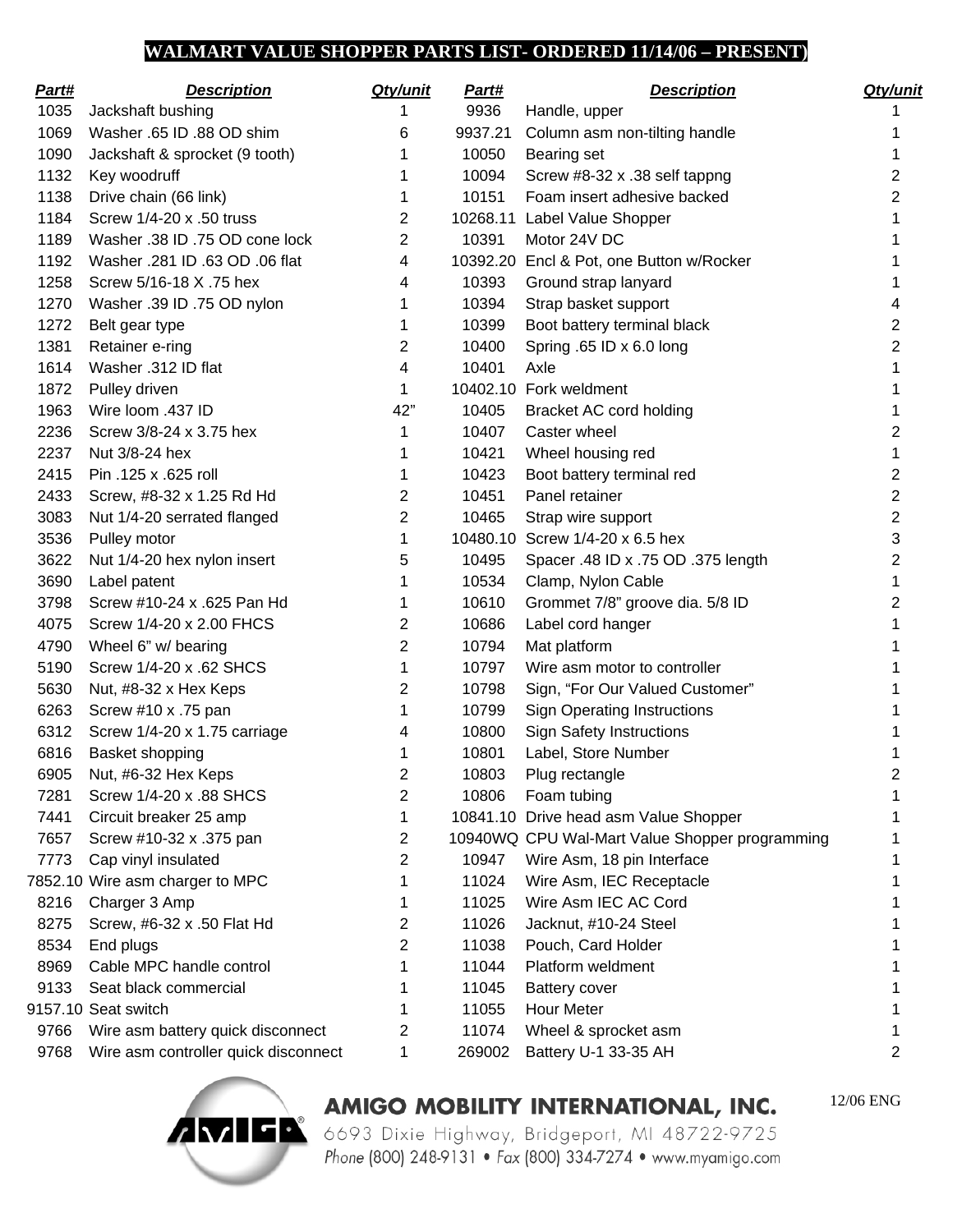# WALMART VALUE SHOPPER PARTS LIST- ORDERED 11/14/06 – PRESENT)

| Part# | Description | Qty/unit | Part# | Description | Qty/unit |
|---|---|---|---|---|---|
| 1035 | Jackshaft bushing | 1 | 9936 | Handle, upper | 1 |
| 1069 | Washer .65 ID .88 OD shim | 6 | 9937.21 | Column asm non-tilting handle | 1 |
| 1090 | Jackshaft & sprocket (9 tooth) | 1 | 10050 | Bearing set | 1 |
| 1132 | Key woodruff | 1 | 10094 | Screw #8-32 x .38 self tappng | 2 |
| 1138 | Drive chain (66 link) | 1 | 10151 | Foam insert adhesive backed | 2 |
| 1184 | Screw 1/4-20 x .50 truss | 2 | 10268.11 | Label Value Shopper | 1 |
| 1189 | Washer .38 ID .75 OD cone lock | 2 | 10391 | Motor 24V DC | 1 |
| 1192 | Washer .281 ID .63 OD .06 flat | 4 | 10392.20 | Encl & Pot, one Button w/Rocker | 1 |
| 1258 | Screw 5/16-18 X .75 hex | 4 | 10393 | Ground strap lanyard | 1 |
| 1270 | Washer .39 ID .75 OD nylon | 1 | 10394 | Strap basket support | 4 |
| 1272 | Belt gear type | 1 | 10399 | Boot battery terminal black | 2 |
| 1381 | Retainer e-ring | 2 | 10400 | Spring .65 ID x 6.0 long | 2 |
| 1614 | Washer .312 ID flat | 4 | 10401 | Axle | 1 |
| 1872 | Pulley driven | 1 | 10402.10 | Fork weldment | 1 |
| 1963 | Wire loom .437 ID | 42" | 10405 | Bracket AC cord holding | 1 |
| 2236 | Screw 3/8-24 x 3.75 hex | 1 | 10407 | Caster wheel | 2 |
| 2237 | Nut 3/8-24 hex | 1 | 10421 | Wheel housing red | 1 |
| 2415 | Pin .125 x .625 roll | 1 | 10423 | Boot battery terminal red | 2 |
| 2433 | Screw, #8-32 x 1.25 Rd Hd | 2 | 10451 | Panel retainer | 2 |
| 3083 | Nut 1/4-20 serrated flanged | 2 | 10465 | Strap wire support | 2 |
| 3536 | Pulley motor | 1 | 10480.10 | Screw 1/4-20 x 6.5 hex | 3 |
| 3622 | Nut 1/4-20 hex nylon insert | 5 | 10495 | Spacer .48 ID x .75 OD .375 length | 2 |
| 3690 | Label patent | 1 | 10534 | Clamp, Nylon Cable | 1 |
| 3798 | Screw #10-24 x .625 Pan Hd | 1 | 10610 | Grommet 7/8" groove dia. 5/8 ID | 2 |
| 4075 | Screw 1/4-20 x 2.00 FHCS | 2 | 10686 | Label cord hanger | 1 |
| 4790 | Wheel 6" w/ bearing | 2 | 10794 | Mat platform | 1 |
| 5190 | Screw 1/4-20 x .62 SHCS | 1 | 10797 | Wire asm motor to controller | 1 |
| 5630 | Nut, #8-32 x Hex Keps | 2 | 10798 | Sign, "For Our Valued Customer" | 1 |
| 6263 | Screw #10 x .75 pan | 1 | 10799 | Sign Operating Instructions | 1 |
| 6312 | Screw 1/4-20 x 1.75 carriage | 4 | 10800 | Sign Safety Instructions | 1 |
| 6816 | Basket shopping | 1 | 10801 | Label, Store Number | 1 |
| 6905 | Nut, #6-32 Hex Keps | 2 | 10803 | Plug rectangle | 2 |
| 7281 | Screw 1/4-20 x .88 SHCS | 2 | 10806 | Foam tubing | 1 |
| 7441 | Circuit breaker 25 amp | 1 | 10841.10 | Drive head asm Value Shopper | 1 |
| 7657 | Screw #10-32 x .375 pan | 2 | 10940WQ | CPU Wal-Mart Value Shopper programming | 1 |
| 7773 | Cap vinyl insulated | 2 | 10947 | Wire Asm, 18 pin Interface | 1 |
| 7852.10 | Wire asm charger to MPC | 1 | 11024 | Wire Asm, IEC Receptacle | 1 |
| 8216 | Charger 3 Amp | 1 | 11025 | Wire Asm IEC AC Cord | 1 |
| 8275 | Screw, #6-32 x .50 Flat Hd | 2 | 11026 | Jacknut, #10-24 Steel | 1 |
| 8534 | End plugs | 2 | 11038 | Pouch, Card Holder | 1 |
| 8969 | Cable MPC handle control | 1 | 11044 | Platform weldment | 1 |
| 9133 | Seat black commercial | 1 | 11045 | Battery cover | 1 |
| 9157.10 | Seat switch | 1 | 11055 | Hour Meter | 1 |
| 9766 | Wire asm battery quick disconnect | 2 | 11074 | Wheel & sprocket asm | 1 |
| 9768 | Wire asm controller quick disconnect | 1 | 269002 | Battery U-1 33-35 AH | 2 |

**AMIGO MOBILITY INTERNATIONAL, INC.**
6693 Dixie Highway, Bridgeport, MI 48722-9725
Phone (800) 248-9131 • Fax (800) 334-7274 • www.myamigo.com

12/06 ENG